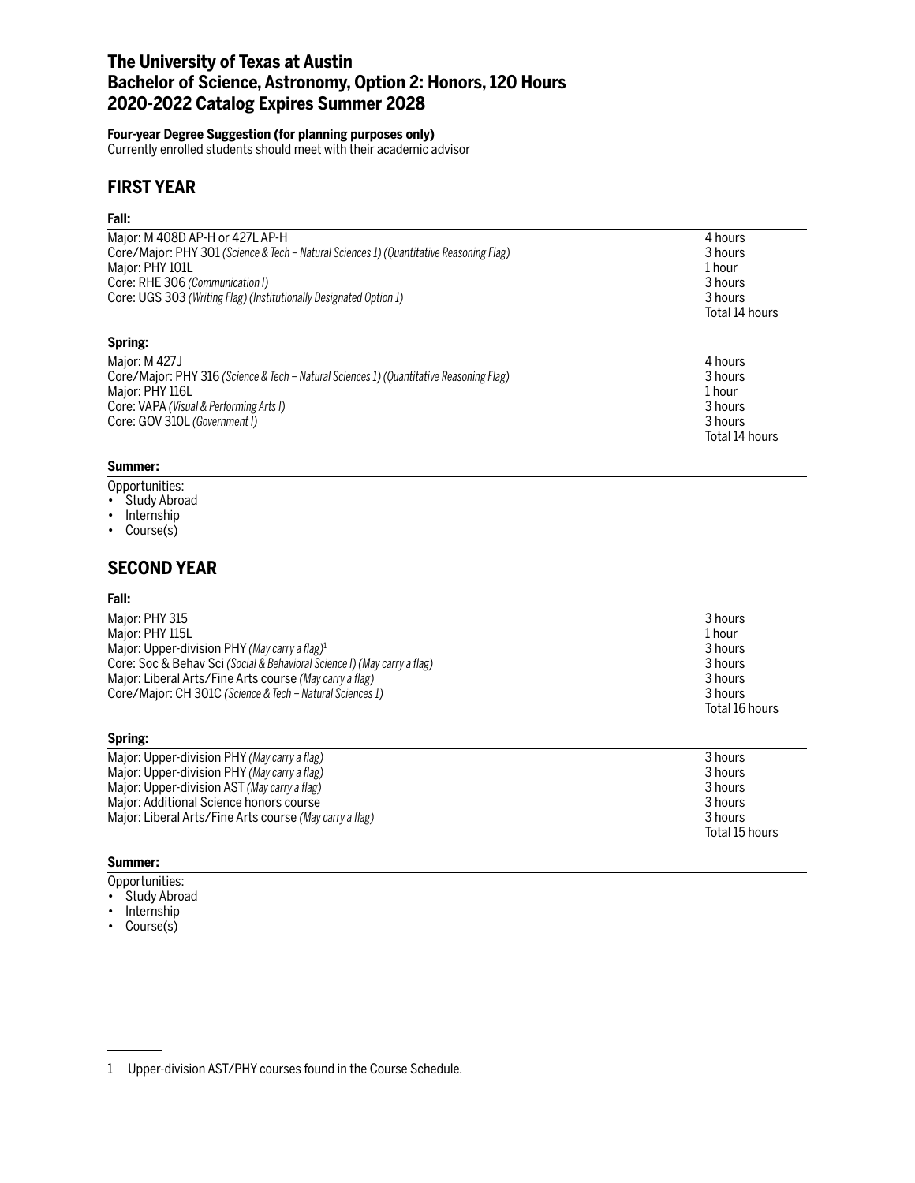# The University of Texas at Austin
# Bachelor of Science, Astronomy, Option 2: Honors, 120 Hours
# 2020-2022 Catalog Expires Summer 2028

**Four-year Degree Suggestion (for planning purposes only)**
Currently enrolled students should meet with their academic advisor

## FIRST YEAR

### Fall:

| | |
|---|---|
| Major: M 408D AP-H or 427L AP-H | 4 hours |
| Core/Major: PHY 301 *(Science & Tech – Natural Sciences 1) (Quantitative Reasoning Flag)* | 3 hours |
| Major: PHY 101L | 1 hour |
| Core: RHE 306 *(Communication I)* | 3 hours |
| Core: UGS 303 *(Writing Flag) (Institutionally Designated Option 1)* | 3 hours |
| | Total 14 hours |

### Spring:

| | |
|---|---|
| Major: M 427J | 4 hours |
| Core/Major: PHY 316 *(Science & Tech – Natural Sciences 1) (Quantitative Reasoning Flag)* | 3 hours |
| Major: PHY 116L | 1 hour |
| Core: VAPA *(Visual & Performing Arts I)* | 3 hours |
| Core: GOV 310L *(Government I)* | 3 hours |
| | Total 14 hours |

### Summer:

Opportunities:
- Study Abroad
- Internship
- Course(s)

## SECOND YEAR

### Fall:

| | |
|---|---|
| Major: PHY 315 | 3 hours |
| Major: PHY 115L | 1 hour |
| Major: Upper-division PHY *(May carry a flag)*[1] | 3 hours |
| Core: Soc & Behav Sci *(Social & Behavioral Science I) (May carry a flag)* | 3 hours |
| Major: Liberal Arts/Fine Arts course *(May carry a flag)* | 3 hours |
| Core/Major: CH 301C *(Science & Tech – Natural Sciences 1)* | 3 hours |
| | Total 16 hours |

### Spring:

| | |
|---|---|
| Major: Upper-division PHY *(May carry a flag)* | 3 hours |
| Major: Upper-division PHY *(May carry a flag)* | 3 hours |
| Major: Upper-division AST *(May carry a flag)* | 3 hours |
| Major: Additional Science honors course | 3 hours |
| Major: Liberal Arts/Fine Arts course *(May carry a flag)* | 3 hours |
| | Total 15 hours |

### Summer:

Opportunities:
- Study Abroad
- Internship
- Course(s)

---

1 Upper-division AST/PHY courses found in the Course Schedule.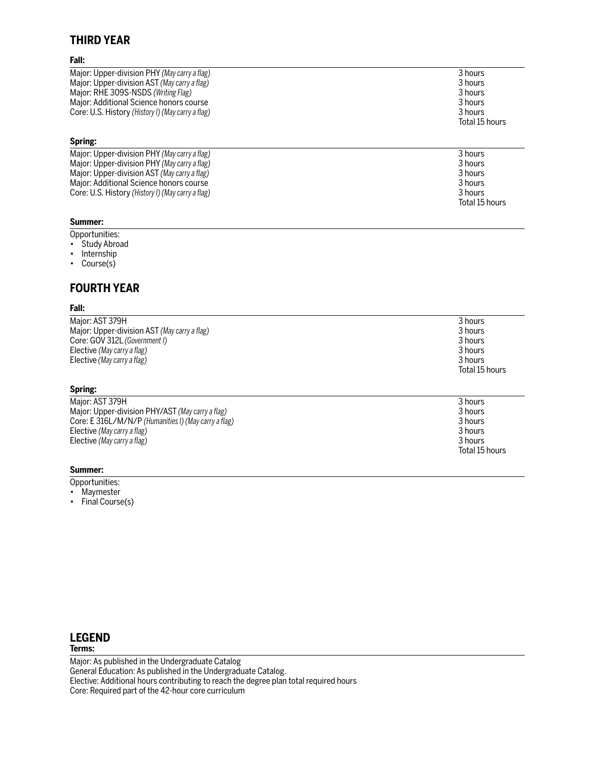## THIRD YEAR

**Fall:**

| | |
|---|---|
| Major: Upper-division PHY *(May carry a flag)* | 3 hours |
| Major: Upper-division AST *(May carry a flag)* | 3 hours |
| Major: RHE 309S-NSDS *(Writing Flag)* | 3 hours |
| Major: Additional Science honors course | 3 hours |
| Core: U.S. History *(History I) (May carry a flag)* | 3 hours |
| | Total 15 hours |

**Spring:**

| | |
|---|---|
| Major: Upper-division PHY *(May carry a flag)* | 3 hours |
| Major: Upper-division PHY *(May carry a flag)* | 3 hours |
| Major: Upper-division AST *(May carry a flag)* | 3 hours |
| Major: Additional Science honors course | 3 hours |
| Core: U.S. History *(History I) (May carry a flag)* | 3 hours |
| | Total 15 hours |

**Summer:**

Opportunities:

- Study Abroad
- Internship
- Course(s)

## FOURTH YEAR

**Fall:**

| | |
|---|---|
| Major: AST 379H | 3 hours |
| Major: Upper-division AST *(May carry a flag)* | 3 hours |
| Core: GOV 312L *(Government I)* | 3 hours |
| Elective *(May carry a flag)* | 3 hours |
| Elective *(May carry a flag)* | 3 hours |
| | Total 15 hours |

**Spring:**

| | |
|---|---|
| Major: AST 379H | 3 hours |
| Major: Upper-division PHY/AST *(May carry a flag)* | 3 hours |
| Core: E 316L/M/N/P *(Humanities I) (May carry a flag)* | 3 hours |
| Elective *(May carry a flag)* | 3 hours |
| Elective *(May carry a flag)* | 3 hours |
| | Total 15 hours |

**Summer:**

Opportunities:

- Maymester
- Final Course(s)

## LEGEND

**Terms:**

Major: As published in the Undergraduate Catalog
General Education: As published in the Undergraduate Catalog.
Elective: Additional hours contributing to reach the degree plan total required hours
Core: Required part of the 42-hour core curriculum